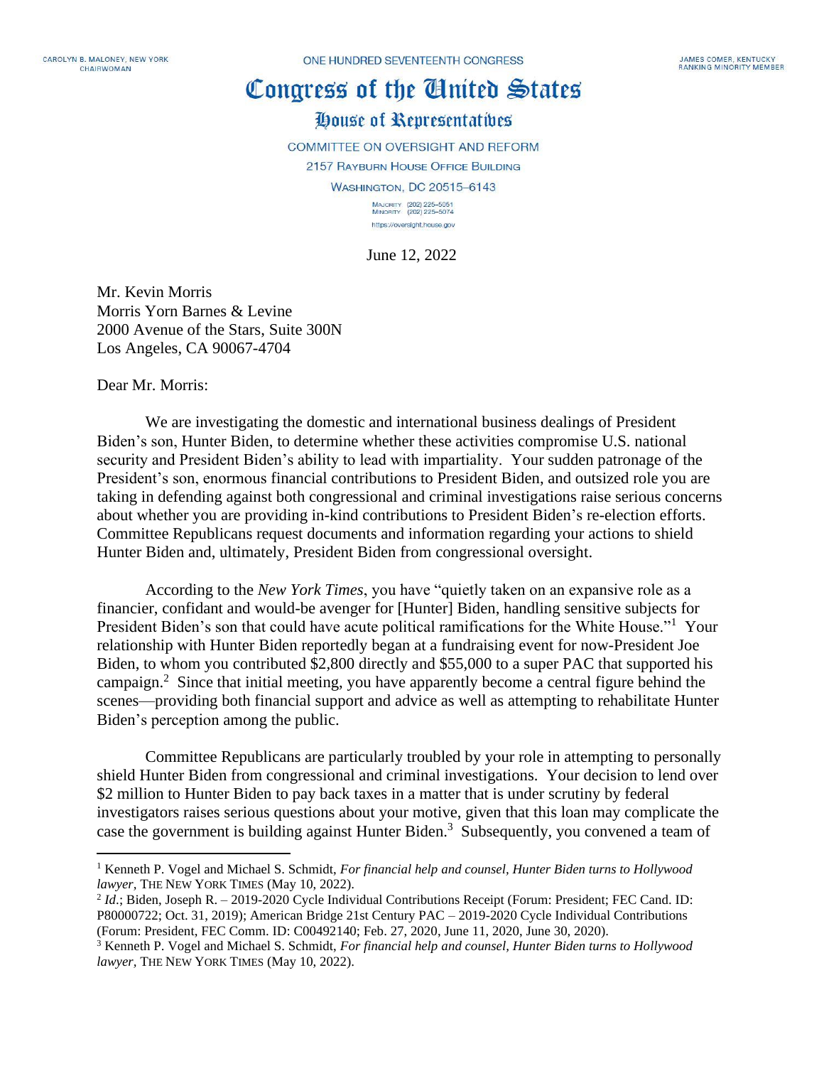CAROLYN B. MALONEY, NEW YORK
CHAIRWOMAN

ONE HUNDRED SEVENTEENTH CONGRESS

JAMES COMER, KENTUCKY
RANKING MINORITY MEMBER

# Congress of the United States

## House of Representatives

COMMITTEE ON OVERSIGHT AND REFORM
2157 RAYBURN HOUSE OFFICE BUILDING
WASHINGTON, DC 20515–6143

MAJORITY (202) 225–5051
MINORITY (202) 225–5074
https://oversight.house.gov

June 12, 2022

Mr. Kevin Morris
Morris Yorn Barnes & Levine
2000 Avenue of the Stars, Suite 300N
Los Angeles, CA 90067-4704

Dear Mr. Morris:

We are investigating the domestic and international business dealings of President Biden's son, Hunter, to determine whether these activities compromise U.S. national security and President Biden's ability to lead with impartiality. Your sudden patronage of the President's son, enormous financial contributions to President Biden, and outsized role you are taking in defending against both congressional and criminal investigations raise serious concerns about whether you are providing in-kind contributions to President Biden's re-election efforts. Committee Republicans request documents and information regarding your actions to shield Hunter Biden and, ultimately, President Biden from congressional oversight.

According to the *New York Times*, you have "quietly taken on an expansive role as a financier, confidant and would-be avenger for [Hunter] Biden, handling sensitive subjects for President Biden's son that could have acute political ramifications for the White House."[1] Your relationship with Hunter Biden reportedly began at a fundraising event for now-President Joe Biden, to whom you contributed $2,800 directly and $55,000 to a super PAC that supported his campaign.[2] Since that initial meeting, you have apparently become a central figure behind the scenes—providing both financial support and advice as well as attempting to rehabilitate Hunter Biden's perception among the public.

Committee Republicans are particularly troubled by your role in attempting to personally shield Hunter Biden from congressional and criminal investigations. Your decision to lend over $2 million to Hunter Biden to pay back taxes in a matter that is under scrutiny by federal investigators raises serious questions about your motive, given that this loan may complicate the case the government is building against Hunter Biden.[3] Subsequently, you convened a team of

---

[1] Kenneth P. Vogel and Michael S. Schmidt, *For financial help and counsel, Hunter Biden turns to Hollywood lawyer*, THE NEW YORK TIMES (May 10, 2022).

[2] *Id*.; Biden, Joseph R. – 2019-2020 Cycle Individual Contributions Receipt (Forum: President; FEC Cand. ID: P80000722; Oct. 31, 2019); American Bridge 21st Century PAC – 2019-2020 Cycle Individual Contributions (Forum: President, FEC Comm. ID: C00492140; Feb. 27, 2020, June 11, 2020, June 30, 2020).

[3] Kenneth P. Vogel and Michael S. Schmidt, *For financial help and counsel, Hunter Biden turns to Hollywood lawyer*, THE NEW YORK TIMES (May 10, 2022).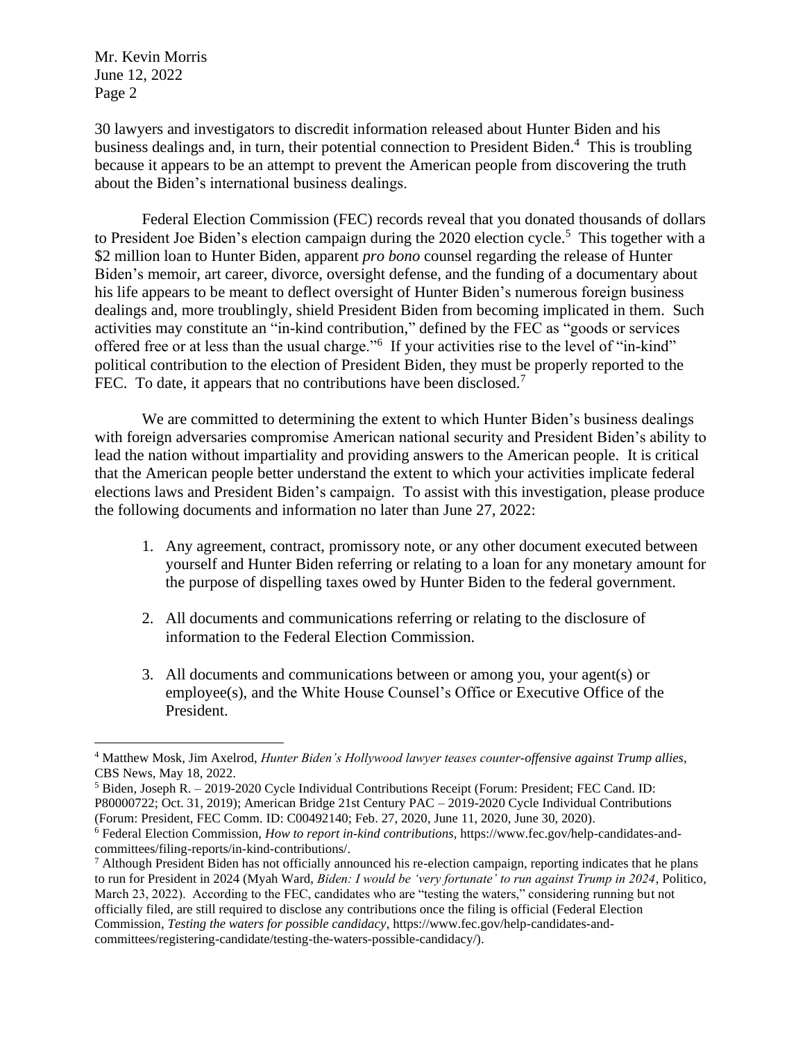Mr. Kevin Morris
June 12, 2022

30 lawyers and investigators to discredit information released about Hunter Biden and his business dealings and, in turn, their potential connection to President Biden.[4] This is troubling because it appears to be an attempt to prevent the American people from discovering the truth about the Biden's international business dealings.

Federal Election Commission (FEC) records reveal that you donated thousands of dollars to President Joe Biden's election campaign during the 2020 election cycle.[5] This together with a $2 million loan to Hunter Biden, apparent *pro bono* counsel regarding the release of Hunter Biden's memoir, art career, divorce, oversight defense, and the funding of a documentary about his life appears to be meant to deflect oversight of Hunter Biden's numerous foreign business dealings and, more troublingly, shield President Biden from becoming implicated in them. Such activities may constitute an "in-kind contribution," defined by the FEC as "goods or services offered free or at less than the usual charge."[6] If your activities rise to the level of "in-kind" political contribution to the election of President Biden, they must be properly reported to the FEC. To date, it appears that no contributions have been disclosed.[7]

We are committed to determining the extent to which Hunter Biden's business dealings with foreign adversaries compromise American national security and President Biden's ability to lead the nation without impartiality and providing answers to the American people. It is critical that the American people better understand the extent to which your activities implicate federal elections laws and President Biden's campaign. To assist with this investigation, please produce the following documents and information no later than June 27, 2022:

1. Any agreement, contract, promissory note, or any other document executed between yourself and Hunter Biden referring or relating to a loan for any monetary amount for the purpose of dispelling taxes owed by Hunter Biden to the federal government.

2. All documents and communications referring or relating to the disclosure of information to the Federal Election Commission.

3. All documents and communications between or among you, your agent(s) or employee(s), and the White House Counsel's Office or Executive Office of the President.

---

[4] Matthew Mosk, Jim Axelrod, *Hunter Biden's Hollywood lawyer teases counter-offensive against Trump allies*, CBS News, May 18, 2022.

[5] Biden, Joseph R. – 2019-2020 Cycle Individual Contributions Receipt (Forum: President; FEC Cand. ID: P80000722; Oct. 31, 2019); American Bridge 21st Century PAC – 2019-2020 Cycle Individual Contributions (Forum: President, FEC Comm. ID: C00492140; Feb. 27, 2020, June 11, 2020, June 30, 2020).

[6] Federal Election Commission, *How to report in-kind contributions*, https://www.fec.gov/help-candidates-and-committees/filing-reports/in-kind-contributions/.

[7] Although President Biden has not officially announced his re-election campaign, reporting indicates that he plans to run for President in 2024 (Myah Ward, *Biden: I would be 'very fortunate' to run against Trump in 2024*, Politico, March 23, 2022). According to the FEC, candidates who are "testing the waters," considering running but not officially filed, are still required to disclose any contributions once the filing is official (Federal Election Commission, *Testing the waters for possible candidacy*, https://www.fec.gov/help-candidates-and-committees/registering-candidate/testing-the-waters-possible-candidacy/).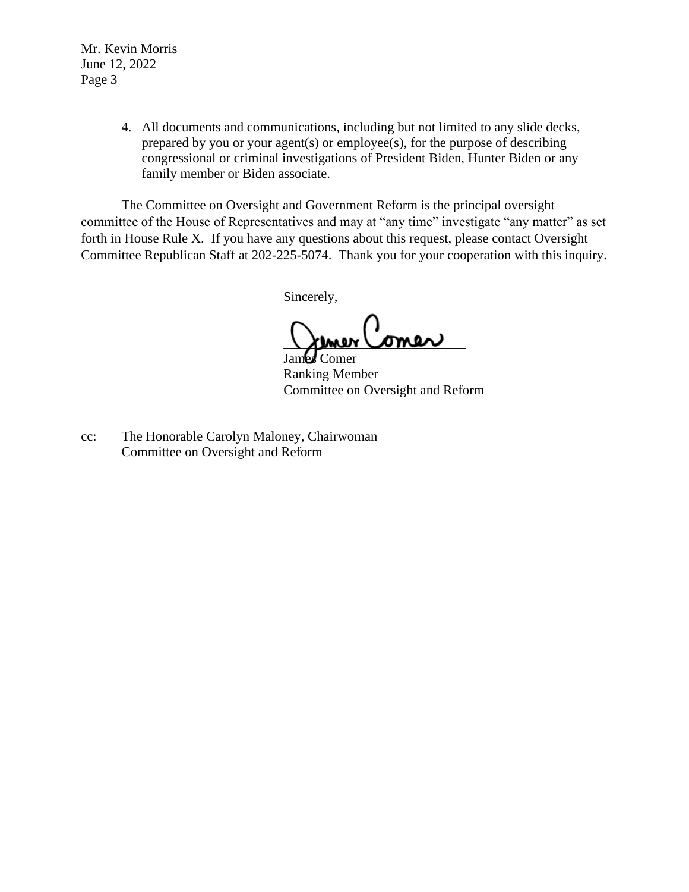4. All documents and communications, including but not limited to any slide decks, prepared by you or your agent(s) or employee(s), for the purpose of describing congressional or criminal investigations of President Biden, Hunter Biden or any family member or Biden associate.

The Committee on Oversight and Government Reform is the principal oversight committee of the House of Representatives and may at "any time" investigate "any matter" as set forth in House Rule X. If you have any questions about this request, please contact Oversight Committee Republican Staff at 202-225-5074. Thank you for your cooperation with this inquiry.

Sincerely,

James Comer
Ranking Member
Committee on Oversight and Reform

cc: The Honorable Carolyn Maloney, Chairwoman
Committee on Oversight and Reform